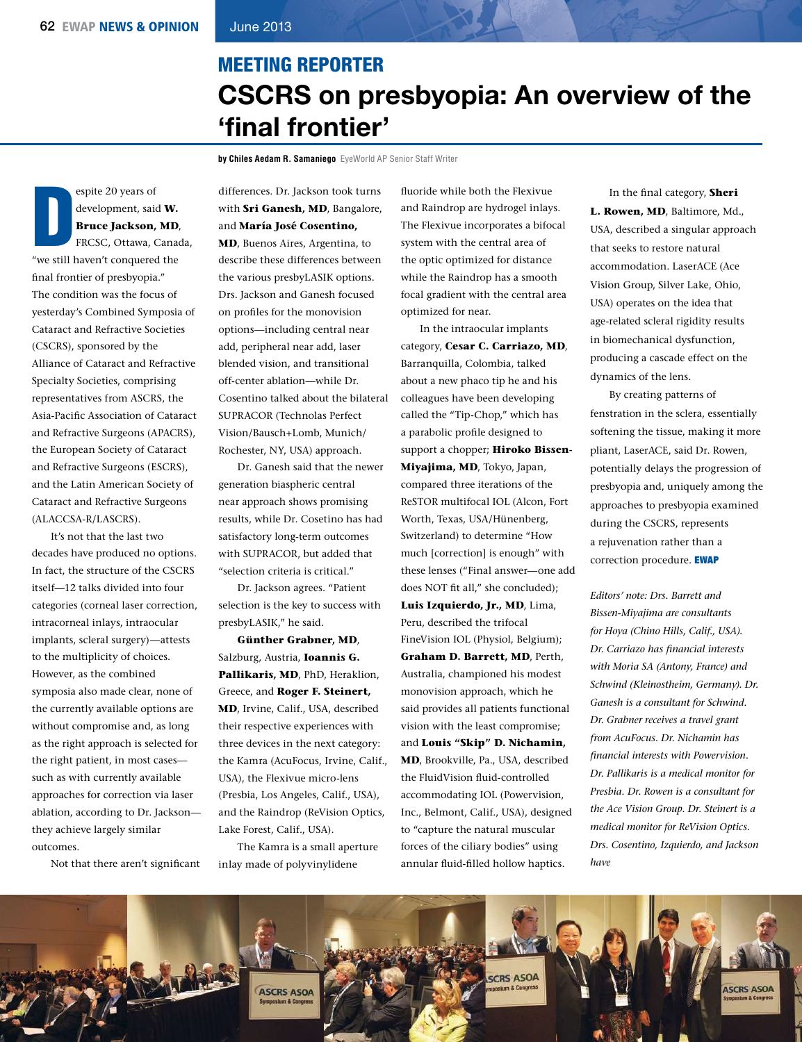## MEETING REPORTER

# CSCRS on presbyopia: An overview of the 'final frontier'

**by Chiles Aedam R. Samaniego** EyeWorld AP Senior Staff Writer

Despite 20 years of development, said **W. Bruce Jackson, MD**, FRCSC, Ottawa, Canada, "we still haven't conquered the final frontier of presbyopia." The condition was the focus of yesterday's Combined Symposia of Cataract and Refractive Societies (CSCRS), sponsored by the Alliance of Cataract and Refractive Specialty Societies, comprising representatives from ASCRS, the Asia-Pacific Association of Cataract and Refractive Surgeons (APACRS), the European Society of Cataract and Refractive Surgeons (ESCRS), and the Latin American Society of Cataract and Refractive Surgeons (ALACCSA-R/LASCRS).

It's not that the last two decades have produced no options. In fact, the structure of the CSCRS itself—12 talks divided into four categories (corneal laser correction, intracorneal inlays, intraocular implants, scleral surgery)—attests to the multiplicity of choices. However, as the combined symposia also made clear, none of the currently available options are without compromise and, as long as the right approach is selected for the right patient, in most cases—such as with currently available approaches for correction via laser ablation, according to Dr. Jackson—they achieve largely similar outcomes.

Not that there aren't significant differences. Dr. Jackson took turns with **Sri Ganesh, MD**, Bangalore, and **María José Cosentino, MD**, Buenos Aires, Argentina, to describe these differences between the various presbyLASIK options. Drs. Jackson and Ganesh focused on profiles for the monovision options—including central near add, peripheral near add, laser blended vision, and transitional off-center ablation—while Dr. Cosentino talked about the bilateral SUPRACOR (Technolas Perfect Vision/Bausch+Lomb, Munich/Rochester, NY, USA) approach.

Dr. Ganesh said that the newer generation biaspheric central near approach shows promising results, while Dr. Cosetino has had satisfactory long-term outcomes with SUPRACOR, but added that "selection criteria is critical."

Dr. Jackson agrees. "Patient selection is the key to success with presbyLASIK," he said.

**Günther Grabner, MD**, Salzburg, Austria, **Ioannis G. Pallikaris, MD**, PhD, Heraklion, Greece, and **Roger F. Steinert, MD**, Irvine, Calif., USA, described their respective experiences with three devices in the next category: the Kamra (AcuFocus, Irvine, Calif., USA), the Flexivue micro-lens (Presbia, Los Angeles, Calif., USA), and the Raindrop (ReVision Optics, Lake Forest, Calif., USA).

The Kamra is a small aperture inlay made of polyvinylidene fluoride while both the Flexivue and Raindrop are hydrogel inlays. The Flexivue incorporates a bifocal system with the central area of the optic optimized for distance while the Raindrop has a smooth focal gradient with the central area optimized for near.

In the intraocular implants category, **Cesar C. Carriazo, MD**, Barranquilla, Colombia, talked about a new phaco tip he and his colleagues have been developing called the "Tip-Chop," which has a parabolic profile designed to support a chopper; **Hiroko Bissen-Miyajima, MD**, Tokyo, Japan, compared three iterations of the ReSTOR multifocal IOL (Alcon, Fort Worth, Texas, USA/Hünenberg, Switzerland) to determine "How much [correction] is enough" with these lenses ("Final answer—one add does NOT fit all," she concluded); **Luis Izquierdo, Jr., MD**, Lima, Peru, described the trifocal FineVision IOL (Physiol, Belgium); **Graham D. Barrett, MD**, Perth, Australia, championed his modest monovision approach, which he said provides all patients functional vision with the least compromise; and **Louis "Skip" D. Nichamin, MD**, Brookville, Pa., USA, described the FluidVision fluid-controlled accommodating IOL (Powervision, Inc., Belmont, Calif., USA), designed to "capture the natural muscular forces of the ciliary bodies" using annular fluid-filled hollow haptics.

In the final category, **Sheri L. Rowen, MD**, Baltimore, Md., USA, described a singular approach that seeks to restore natural accommodation. LaserACE (Ace Vision Group, Silver Lake, Ohio, USA) operates on the idea that age-related scleral rigidity results in biomechanical dysfunction, producing a cascade effect on the dynamics of the lens.

By creating patterns of fenstration in the sclera, essentially softening the tissue, making it more pliant, LaserACE, said Dr. Rowen, potentially delays the progression of presbyopia and, uniquely among the approaches to presbyopia examined during the CSCRS, represents a rejuvenation rather than a correction procedure. **EWAP**

*Editors' note: Drs. Barrett and Bissen-Miyajima are consultants for Hoya (Chino Hills, Calif., USA). Dr. Carriazo has financial interests with Moria SA (Antony, France) and Schwind (Kleinostheim, Germany). Dr. Ganesh is a consultant for Schwind. Dr. Grabner receives a travel grant from AcuFocus. Dr. Nichamin has financial interests with Powervision. Dr. Pallikaris is a medical monitor for Presbia. Dr. Rowen is a consultant for the Ace Vision Group. Dr. Steinert is a medical monitor for ReVision Optics. Drs. Cosentino, Izquierdo, and Jackson have*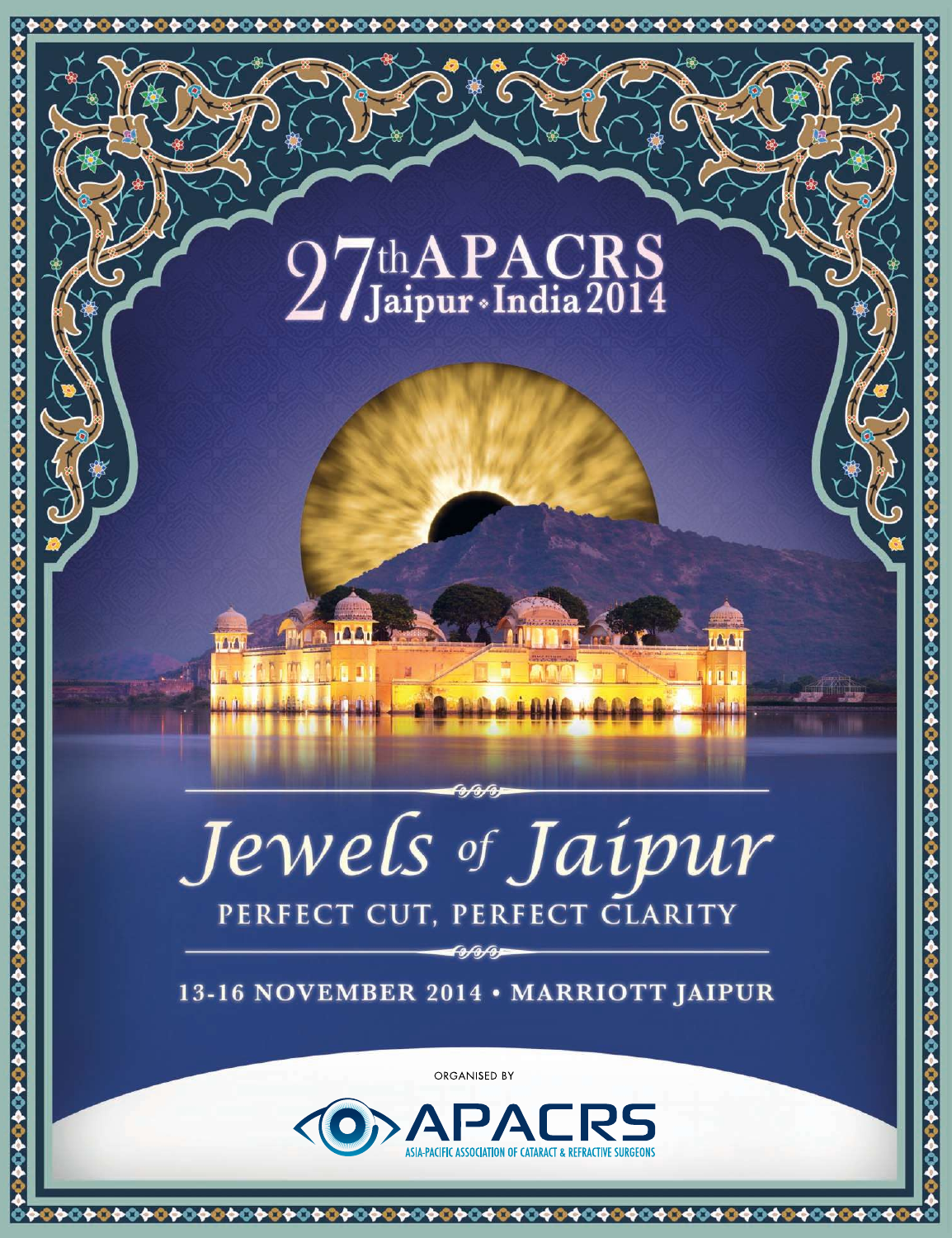# 27th APACRS Jaipur • India 2014

## Jewels of Jaipur

PERFECT CUT, PERFECT CLARITY

13-16 NOVEMBER 2014 • MARRIOTT JAIPUR

ORGANISED BY

APACRS

ASIA-PACIFIC ASSOCIATION OF CATARACT & REFRACTIVE SURGEONS